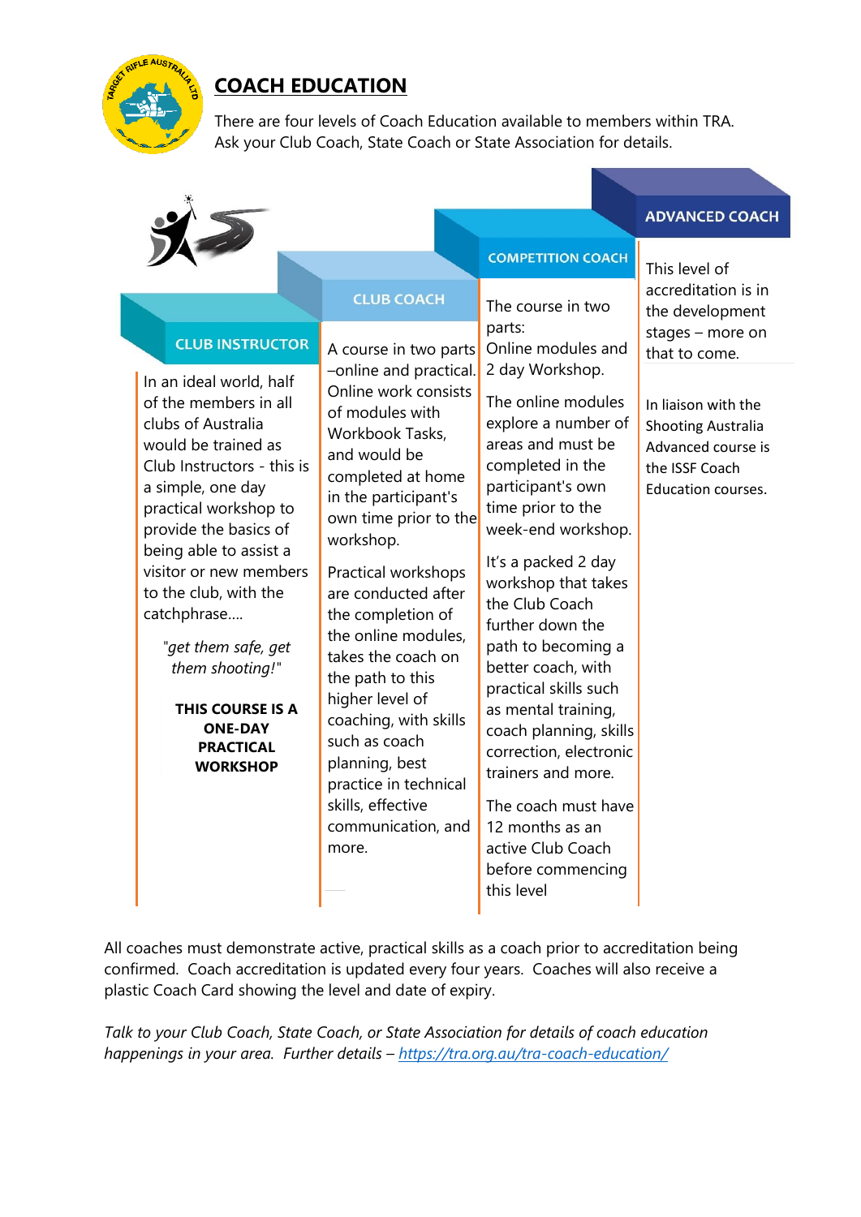# COACH EDUCATION

There are four levels of Coach Education available to members within TRA. Ask your Club Coach, State Coach or State Association for details.

## CLUB INSTRUCTOR

In an ideal world, half of the members in all clubs of Australia would be trained as Club Instructors - this is a simple, one day practical workshop to provide the basics of being able to assist a visitor or new members to the club, with the catchphrase....

*"get them safe, get them shooting!"*

**THIS COURSE IS A ONE-DAY PRACTICAL WORKSHOP**

## CLUB COACH

A course in two parts –online and practical. Online work consists of modules with Workbook Tasks, and would be completed at home in the participant's own time prior to the workshop.

Practical workshops are conducted after the completion of the online modules, takes the coach on the path to this higher level of coaching, with skills such as coach planning, best practice in technical skills, effective communication, and more.

## COMPETITION COACH

The course in two parts: Online modules and 2 day Workshop.

The online modules explore a number of areas and must be completed in the participant's own time prior to the week-end workshop.

It's a packed 2 day workshop that takes the Club Coach further down the path to becoming a better coach, with practical skills such as mental training, coach planning, skills correction, electronic trainers and more.

The coach must have 12 months as an active Club Coach before commencing this level

## ADVANCED COACH

This level of accreditation is in the development stages – more on that to come.

In liaison with the Shooting Australia Advanced course is the ISSF Coach Education courses.

All coaches must demonstrate active, practical skills as a coach prior to accreditation being confirmed. Coach accreditation is updated every four years. Coaches will also receive a plastic Coach Card showing the level and date of expiry.

*Talk to your Club Coach, State Coach, or State Association for details of coach education happenings in your area. Further details – [https://tra.org.au/tra-coach-education/](https://tra.org.au/tra-coach-education/)*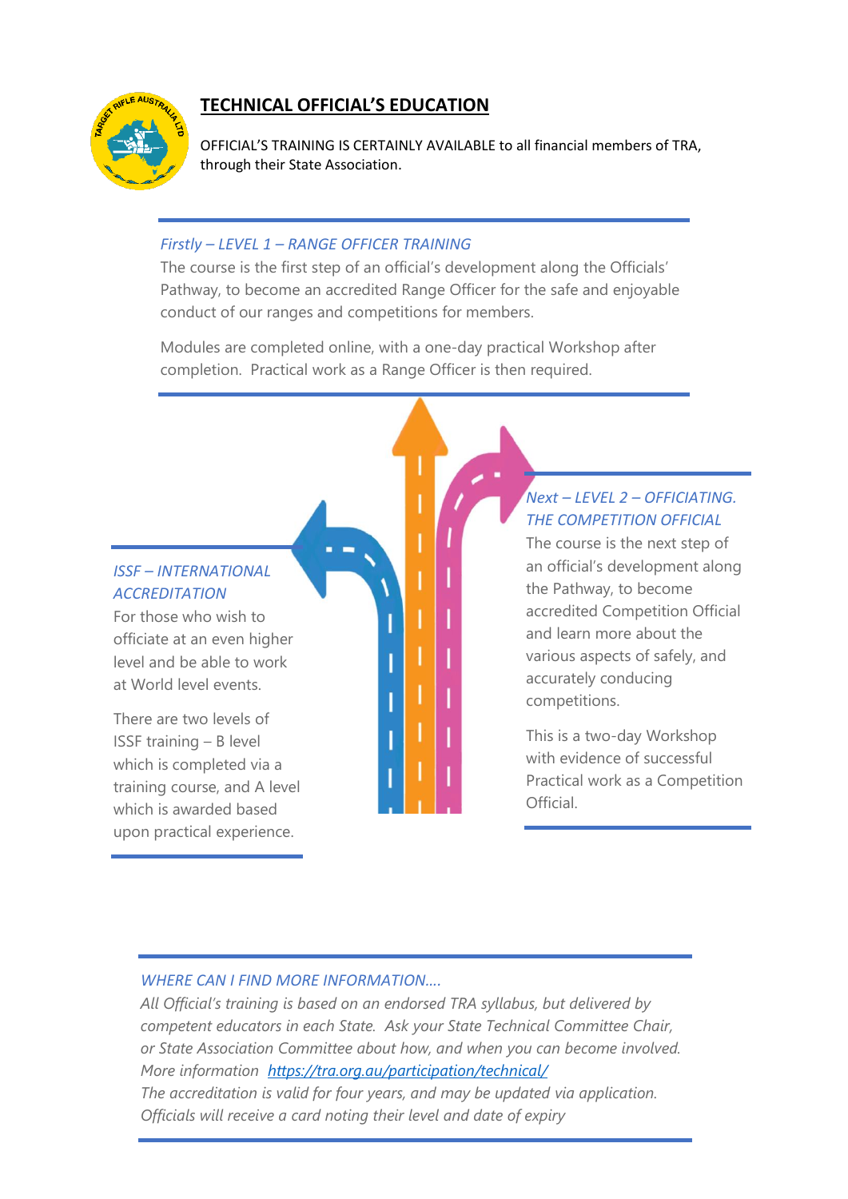# TECHNICAL OFFICIAL'S EDUCATION

OFFICIAL'S TRAINING IS CERTAINLY AVAILABLE to all financial members of TRA, through their State Association.

### *Firstly – LEVEL 1 – RANGE OFFICER TRAINING*

The course is the first step of an official's development along the Officials' Pathway, to become an accredited Range Officer for the safe and enjoyable conduct of our ranges and competitions for members.

Modules are completed online, with a one-day practical Workshop after completion. Practical work as a Range Officer is then required.

### *Next – LEVEL 2 – OFFICIATING. THE COMPETITION OFFICIAL*

The course is the next step of an official's development along the Pathway, to become accredited Competition Official and learn more about the various aspects of safely, and accurately conducing competitions.

This is a two-day Workshop with evidence of successful Practical work as a Competition Official.

### *ISSF – INTERNATIONAL ACCREDITATION*

For those who wish to officiate at an even higher level and be able to work at World level events.

There are two levels of ISSF training – B level which is completed via a training course, and A level which is awarded based upon practical experience.

### *WHERE CAN I FIND MORE INFORMATION….*

*All Official's training is based on an endorsed TRA syllabus, but delivered by competent educators in each State. Ask your State Technical Committee Chair, or State Association Committee about how, and when you can become involved.*

*More information [https://tra.org.au/participation/technical/](https://tra.org.au/participation/technical/)*

*The accreditation is valid for four years, and may be updated via application. Officials will receive a card noting their level and date of expiry*